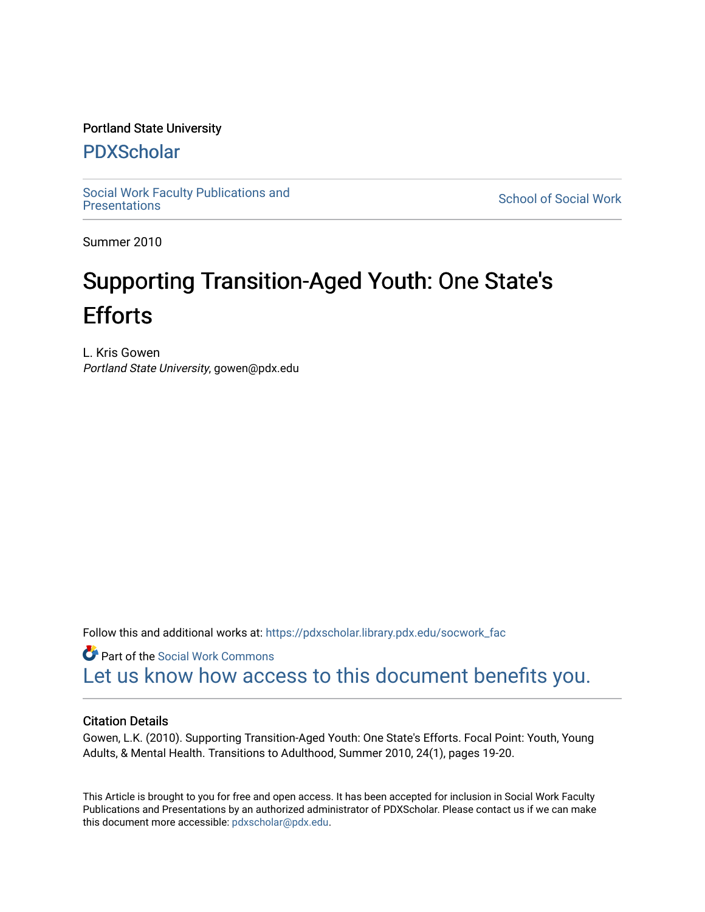Portland State University

## PDXScholar

Social Work Faculty Publications and Presentations

School of Social Work

Summer 2010

# Supporting Transition-Aged Youth: One State's Efforts

L. Kris Gowen
*Portland State University*, gowen@pdx.edu

Follow this and additional works at: https://pdxscholar.library.pdx.edu/socwork_fac

Part of the Social Work Commons

Let us know how access to this document benefits you.

### Citation Details

Gowen, L.K. (2010). Supporting Transition-Aged Youth: One State's Efforts. Focal Point: Youth, Young Adults, & Mental Health. Transitions to Adulthood, Summer 2010, 24(1), pages 19-20.

This Article is brought to you for free and open access. It has been accepted for inclusion in Social Work Faculty Publications and Presentations by an authorized administrator of PDXScholar. Please contact us if we can make this document more accessible: pdxscholar@pdx.edu.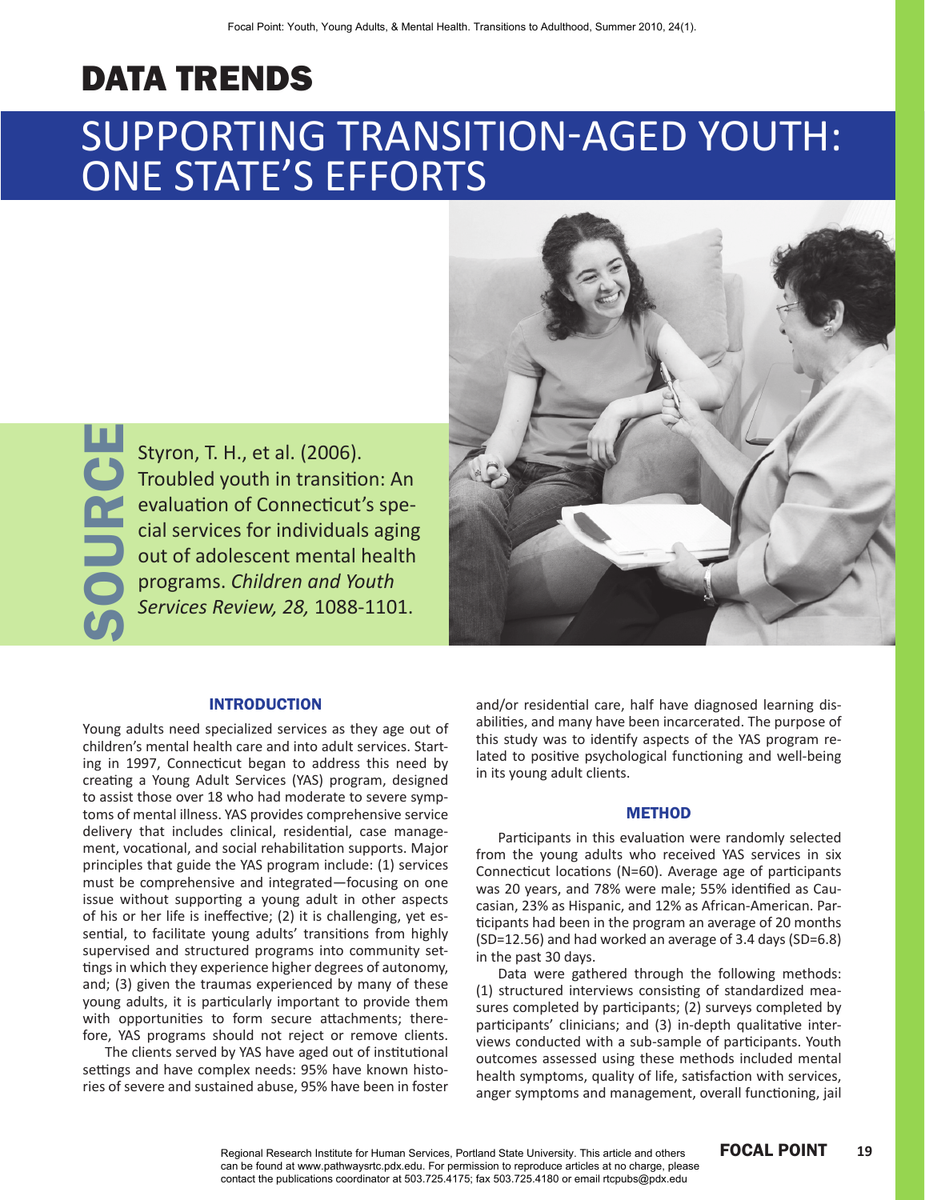# DATA TRENDS

## SUPPORTING TRANSITION-AGED YOUTH: ONE STATE'S EFFORTS

**SOURCE**

Styron, T. H., et al. (2006). Troubled youth in transition: An evaluation of Connecticut's special services for individuals aging out of adolescent mental health programs. *Children and Youth Services Review, 28,* 1088-1101.

### INTRODUCTION

Young adults need specialized services as they age out of children's mental health care and into adult services. Starting in 1997, Connecticut began to address this need by creating a Young Adult Services (YAS) program, designed to assist those over 18 who had moderate to severe symptoms of mental illness. YAS provides comprehensive service delivery that includes clinical, residential, case management, vocational, and social rehabilitation supports. Major principles that guide the YAS program include: (1) services must be comprehensive and integrated—focusing on one issue without supporting a young adult in other aspects of his or her life is ineffective; (2) it is challenging, yet essential, to facilitate young adults' transitions from highly supervised and structured programs into community settings in which they experience higher degrees of autonomy, and; (3) given the traumas experienced by many of these young adults, it is particularly important to provide them with opportunities to form secure attachments; therefore, YAS programs should not reject or remove clients.

The clients served by YAS have aged out of institutional settings and have complex needs: 95% have known histories of severe and sustained abuse, 95% have been in foster and/or residential care, half have diagnosed learning disabilities, and many have been incarcerated. The purpose of this study was to identify aspects of the YAS program related to positive psychological functioning and well-being in its young adult clients.

### METHOD

Participants in this evaluation were randomly selected from the young adults who received YAS services in six Connecticut locations (N=60). Average age of participants was 20 years, and 78% were male; 55% identified as Caucasian, 23% as Hispanic, and 12% as African-American. Participants had been in the program an average of 20 months (SD=12.56) and had worked an average of 3.4 days (SD=6.8) in the past 30 days.

Data were gathered through the following methods: (1) structured interviews consisting of standardized measures completed by participants; (2) surveys completed by participants' clinicians; and (3) in-depth qualitative interviews conducted with a sub-sample of participants. Youth outcomes assessed using these methods included mental health symptoms, quality of life, satisfaction with services, anger symptoms and management, overall functioning, jail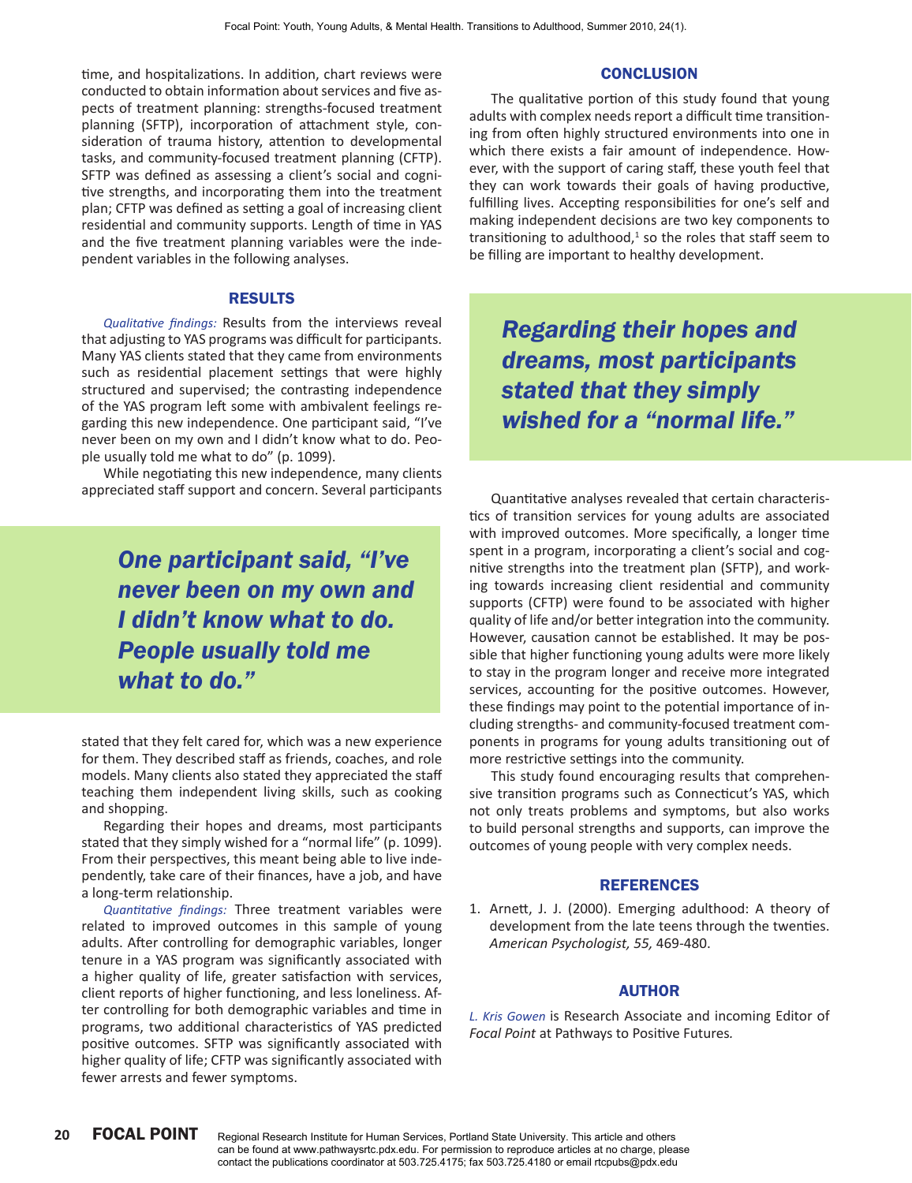time, and hospitalizations. In addition, chart reviews were conducted to obtain information about services and five aspects of treatment planning: strengths-focused treatment planning (SFTP), incorporation of attachment style, consideration of trauma history, attention to developmental tasks, and community-focused treatment planning (CFTP). SFTP was defined as assessing a client's social and cognitive strengths, and incorporating them into the treatment plan; CFTP was defined as setting a goal of increasing client residential and community supports. Length of time in YAS and the five treatment planning variables were the independent variables in the following analyses.

## RESULTS

*Qualitative findings:* Results from the interviews reveal that adjusting to YAS programs was difficult for participants. Many YAS clients stated that they came from environments such as residential placement settings that were highly structured and supervised; the contrasting independence of the YAS program left some with ambivalent feelings regarding this new independence. One participant said, "I've never been on my own and I didn't know what to do. People usually told me what to do" (p. 1099).

While negotiating this new independence, many clients appreciated staff support and concern. Several participants stated that they felt cared for, which was a new experience for them. They described staff as friends, coaches, and role models. Many clients also stated they appreciated the staff teaching them independent living skills, such as cooking and shopping.

> ***One participant said, "I've never been on my own and I didn't know what to do. People usually told me what to do."***

Regarding their hopes and dreams, most participants stated that they simply wished for a "normal life" (p. 1099). From their perspectives, this meant being able to live independently, take care of their finances, have a job, and have a long-term relationship.

*Quantitative findings:* Three treatment variables were related to improved outcomes in this sample of young adults. After controlling for demographic variables, longer tenure in a YAS program was significantly associated with a higher quality of life, greater satisfaction with services, client reports of higher functioning, and less loneliness. After controlling for both demographic variables and time in programs, two additional characteristics of YAS predicted positive outcomes. SFTP was significantly associated with higher quality of life; CFTP was significantly associated with fewer arrests and fewer symptoms.

## CONCLUSION

The qualitative portion of this study found that young adults with complex needs report a difficult time transitioning from often highly structured environments into one in which there exists a fair amount of independence. However, with the support of caring staff, these youth feel that they can work towards their goals of having productive, fulfilling lives. Accepting responsibilities for one's self and making independent decisions are two key components to transitioning to adulthood,[1] so the roles that staff seem to be filling are important to healthy development.

> ***Regarding their hopes and dreams, most participants stated that they simply wished for a "normal life."***

Quantitative analyses revealed that certain characteristics of transition services for young adults are associated with improved outcomes. More specifically, a longer time spent in a program, incorporating a client's social and cognitive strengths into the treatment plan (SFTP), and working towards increasing client residential and community supports (CFTP) were found to be associated with higher quality of life and/or better integration into the community. However, causation cannot be established. It may be possible that higher functioning young adults were more likely to stay in the program longer and receive more integrated services, accounting for the positive outcomes. However, these findings may point to the potential importance of including strengths- and community-focused treatment components in programs for young adults transitioning out of more restrictive settings into the community.

This study found encouraging results that comprehensive transition programs such as Connecticut's YAS, which not only treats problems and symptoms, but also works to build personal strengths and supports, can improve the outcomes of young people with very complex needs.

## REFERENCES

1. Arnett, J. J. (2000). Emerging adulthood: A theory of development from the late teens through the twenties. *American Psychologist, 55,* 469-480.

## AUTHOR

*L. Kris Gowen* is Research Associate and incoming Editor of *Focal Point* at Pathways to Positive Futures.

Regional Research Institute for Human Services, Portland State University. This article and others can be found at www.pathwaysrtc.pdx.edu. For permission to reproduce articles at no charge, please contact the publications coordinator at 503.725.4175; fax 503.725.4180 or email rtcpubs@pdx.edu